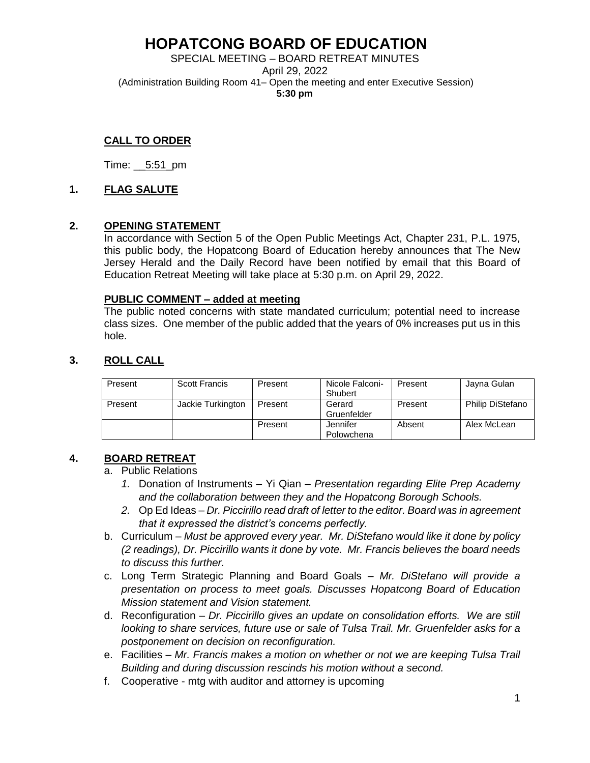# HOPATCONG BOARD OF EDUCATION

SPECIAL MEETING – BOARD RETREAT MINUTES
April 29, 2022
(Administration Building Room 41– Open the meeting and enter Executive Session)
**5:30 pm**

## CALL TO ORDER

Time: 5:51 pm

## 1. FLAG SALUTE

## 2. OPENING STATEMENT

In accordance with Section 5 of the Open Public Meetings Act, Chapter 231, P.L. 1975, this public body, the Hopatcong Board of Education hereby announces that The New Jersey Herald and the Daily Record have been notified by email that this Board of Education Retreat Meeting will take place at 5:30 p.m. on April 29, 2022.

### PUBLIC COMMENT – added at meeting

The public noted concerns with state mandated curriculum; potential need to increase class sizes. One member of the public added that the years of 0% increases put us in this hole.

## 3. ROLL CALL

| | | | | | |
|---|---|---|---|---|---|
| Present | Scott Francis | Present | Nicole Falconi-Shubert | Present | Jayna Gulan |
| Present | Jackie Turkington | Present | Gerard Gruenfelder | Present | Philip DiStefano |
| | | Present | Jennifer Polowchena | Absent | Alex McLean |

## 4. BOARD RETREAT

a. Public Relations
   1. Donation of Instruments – Yi Qian – *Presentation regarding Elite Prep Academy and the collaboration between they and the Hopatcong Borough Schools.*
   2. Op Ed Ideas – *Dr. Piccirillo read draft of letter to the editor. Board was in agreement that it expressed the district's concerns perfectly.*

b. Curriculum – *Must be approved every year. Mr. DiStefano would like it done by policy (2 readings), Dr. Piccirillo wants it done by vote. Mr. Francis believes the board needs to discuss this further.*

c. Long Term Strategic Planning and Board Goals – *Mr. DiStefano will provide a presentation on process to meet goals. Discusses Hopatcong Board of Education Mission statement and Vision statement.*

d. Reconfiguration – *Dr. Piccirillo gives an update on consolidation efforts. We are still looking to share services, future use or sale of Tulsa Trail. Mr. Gruenfelder asks for a postponement on decision on reconfiguration.*

e. Facilities – *Mr. Francis makes a motion on whether or not we are keeping Tulsa Trail Building and during discussion rescinds his motion without a second.*

f. Cooperative - mtg with auditor and attorney is upcoming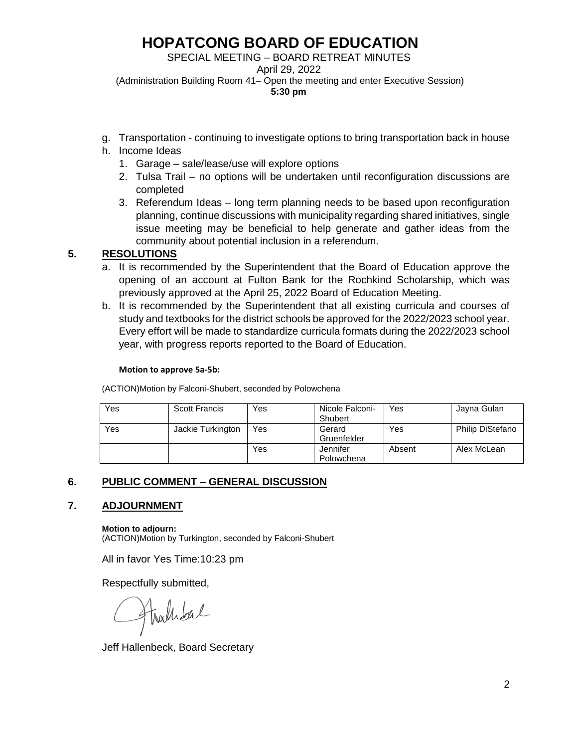# HOPATCONG BOARD OF EDUCATION

SPECIAL MEETING – BOARD RETREAT MINUTES
April 29, 2022
(Administration Building Room 41– Open the meeting and enter Executive Session)
**5:30 pm**

g. Transportation - continuing to investigate options to bring transportation back in house
h. Income Ideas
   1. Garage – sale/lease/use will explore options
   2. Tulsa Trail – no options will be undertaken until reconfiguration discussions are completed
   3. Referendum Ideas – long term planning needs to be based upon reconfiguration planning, continue discussions with municipality regarding shared initiatives, single issue meeting may be beneficial to help generate and gather ideas from the community about potential inclusion in a referendum.

## 5. RESOLUTIONS

a. It is recommended by the Superintendent that the Board of Education approve the opening of an account at Fulton Bank for the Rochkind Scholarship, which was previously approved at the April 25, 2022 Board of Education Meeting.
b. It is recommended by the Superintendent that all existing curricula and courses of study and textbooks for the district schools be approved for the 2022/2023 school year. Every effort will be made to standardize curricula formats during the 2022/2023 school year, with progress reports reported to the Board of Education.

**Motion to approve 5a-5b:**

(ACTION)Motion by Falconi-Shubert, seconded by Polowchena

| | | | | | |
|---|---|---|---|---|---|
| Yes | Scott Francis | Yes | Nicole Falconi-Shubert | Yes | Jayna Gulan |
| Yes | Jackie Turkington | Yes | Gerard Gruenfelder | Yes | Philip DiStefano |
| | | Yes | Jennifer Polowchena | Absent | Alex McLean |

## 6. PUBLIC COMMENT – GENERAL DISCUSSION

## 7. ADJOURNMENT

**Motion to adjourn:**
(ACTION)Motion by Turkington, seconded by Falconi-Shubert

All in favor Yes Time:10:23 pm

Respectfully submitted,

Jeff Hallenbeck, Board Secretary